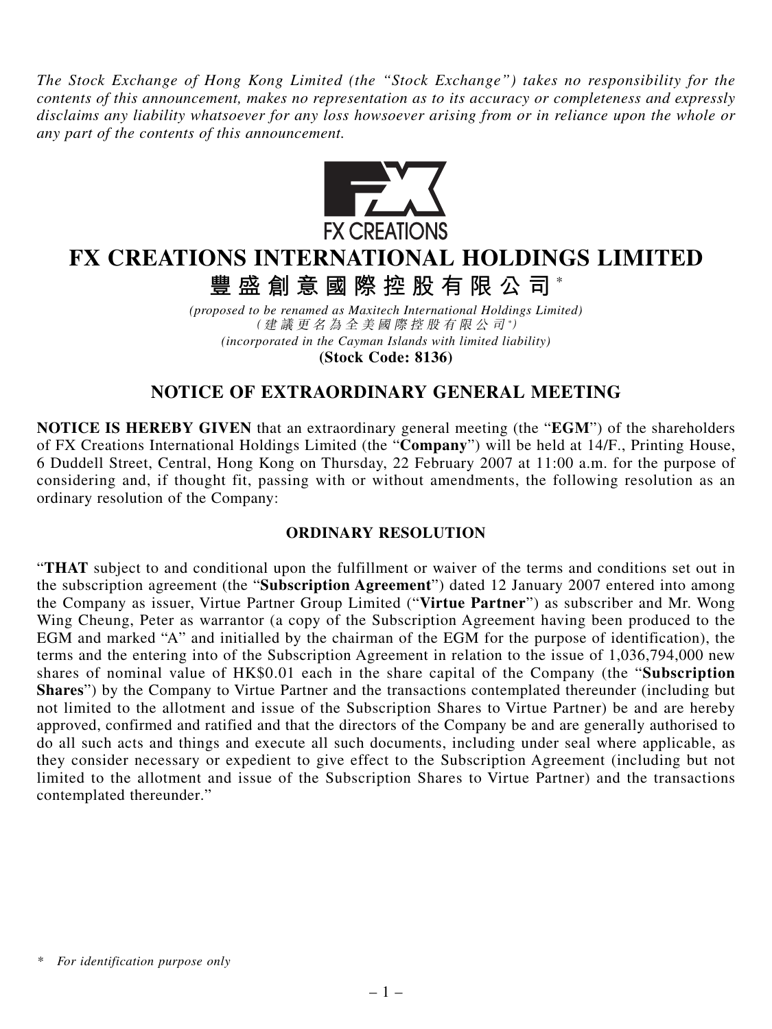*The Stock Exchange of Hong Kong Limited (the "Stock Exchange") takes no responsibility for the contents of this announcement, makes no representation as to its accuracy or completeness and expressly disclaims any liability whatsoever for any loss howsoever arising from or in reliance upon the whole or any part of the contents of this announcement.*

FX CREATIONS

# FX CREATIONS INTERNATIONAL HOLDINGS LIMITED

# 豐盛創意國際控股有限公司*

*(proposed to be renamed as Maxitech International Holdings Limited)*
*(建議更名為全美國際控股有限公司*)*
*(incorporated in the Cayman Islands with limited liability)*
**(Stock Code: 8136)**

## NOTICE OF EXTRAORDINARY GENERAL MEETING

**NOTICE IS HEREBY GIVEN** that an extraordinary general meeting (the "**EGM**") of the shareholders of FX Creations International Holdings Limited (the "**Company**") will be held at 14/F., Printing House, 6 Duddell Street, Central, Hong Kong on Thursday, 22 February 2007 at 11:00 a.m. for the purpose of considering and, if thought fit, passing with or without amendments, the following resolution as an ordinary resolution of the Company:

### ORDINARY RESOLUTION

"**THAT** subject to and conditional upon the fulfillment or waiver of the terms and conditions set out in the subscription agreement (the "**Subscription Agreement**") dated 12 January 2007 entered into among the Company as issuer, Virtue Partner Group Limited ("**Virtue Partner**") as subscriber and Mr. Wong Wing Cheung, Peter as warrantor (a copy of the Subscription Agreement having been produced to the EGM and marked "A" and initialled by the chairman of the EGM for the purpose of identification), the terms and the entering into of the Subscription Agreement in relation to the issue of 1,036,794,000 new shares of nominal value of HK$0.01 each in the share capital of the Company (the "**Subscription Shares**") by the Company to Virtue Partner and the transactions contemplated thereunder (including but not limited to the allotment and issue of the Subscription Shares to Virtue Partner) be and are hereby approved, confirmed and ratified and that the directors of the Company be and are generally authorised to do all such acts and things and execute all such documents, including under seal where applicable, as they consider necessary or expedient to give effect to the Subscription Agreement (including but not limited to the allotment and issue of the Subscription Shares to Virtue Partner) and the transactions contemplated thereunder."

\* *For identification purpose only*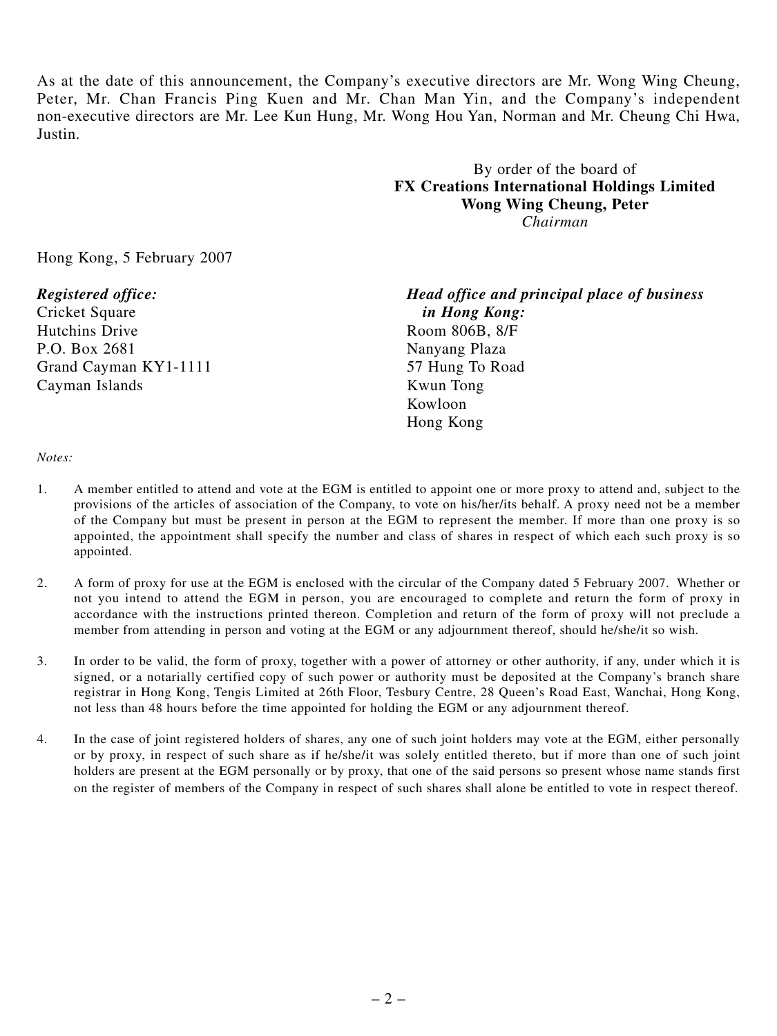As at the date of this announcement, the Company's executive directors are Mr. Wong Wing Cheung, Peter, Mr. Chan Francis Ping Kuen and Mr. Chan Man Yin, and the Company's independent non-executive directors are Mr. Lee Kun Hung, Mr. Wong Hou Yan, Norman and Mr. Cheung Chi Hwa, Justin.

By order of the board of
**FX Creations International Holdings Limited**
**Wong Wing Cheung, Peter**
*Chairman*

Hong Kong, 5 February 2007

***Registered office:***
Cricket Square
Hutchins Drive
P.O. Box 2681
Grand Cayman KY1-1111
Cayman Islands

***Head office and principal place of business in Hong Kong:***
Room 806B, 8/F
Nanyang Plaza
57 Hung To Road
Kwun Tong
Kowloon
Hong Kong

*Notes:*

1. A member entitled to attend and vote at the EGM is entitled to appoint one or more proxy to attend and, subject to the provisions of the articles of association of the Company, to vote on his/her/its behalf. A proxy need not be a member of the Company but must be present in person at the EGM to represent the member. If more than one proxy is so appointed, the appointment shall specify the number and class of shares in respect of which each such proxy is so appointed.

2. A form of proxy for use at the EGM is enclosed with the circular of the Company dated 5 February 2007. Whether or not you intend to attend the EGM in person, you are encouraged to complete and return the form of proxy in accordance with the instructions printed thereon. Completion and return of the form of proxy will not preclude a member from attending in person and voting at the EGM or any adjournment thereof, should he/she/it so wish.

3. In order to be valid, the form of proxy, together with a power of attorney or other authority, if any, under which it is signed, or a notarially certified copy of such power or authority must be deposited at the Company's branch share registrar in Hong Kong, Tengis Limited at 26th Floor, Tesbury Centre, 28 Queen's Road East, Wanchai, Hong Kong, not less than 48 hours before the time appointed for holding the EGM or any adjournment thereof.

4. In the case of joint registered holders of shares, any one of such joint holders may vote at the EGM, either personally or by proxy, in respect of such share as if he/she/it was solely entitled thereto, but if more than one of such joint holders are present at the EGM personally or by proxy, that one of the said persons so present whose name stands first on the register of members of the Company in respect of such shares shall alone be entitled to vote in respect thereof.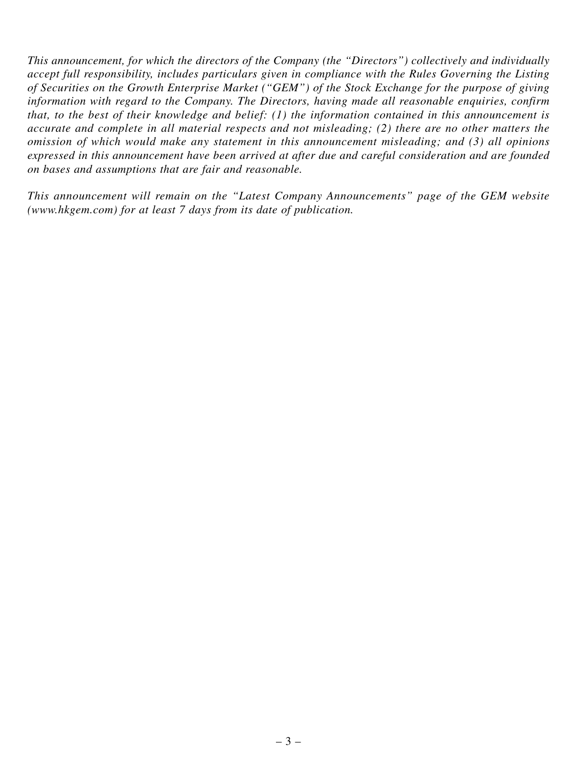*This announcement, for which the directors of the Company (the "Directors") collectively and individually accept full responsibility, includes particulars given in compliance with the Rules Governing the Listing of Securities on the Growth Enterprise Market ("GEM") of the Stock Exchange for the purpose of giving information with regard to the Company. The Directors, having made all reasonable enquiries, confirm that, to the best of their knowledge and belief: (1) the information contained in this announcement is accurate and complete in all material respects and not misleading; (2) there are no other matters the omission of which would make any statement in this announcement misleading; and (3) all opinions expressed in this announcement have been arrived at after due and careful consideration and are founded on bases and assumptions that are fair and reasonable.*

*This announcement will remain on the "Latest Company Announcements" page of the GEM website (www.hkgem.com) for at least 7 days from its date of publication.*